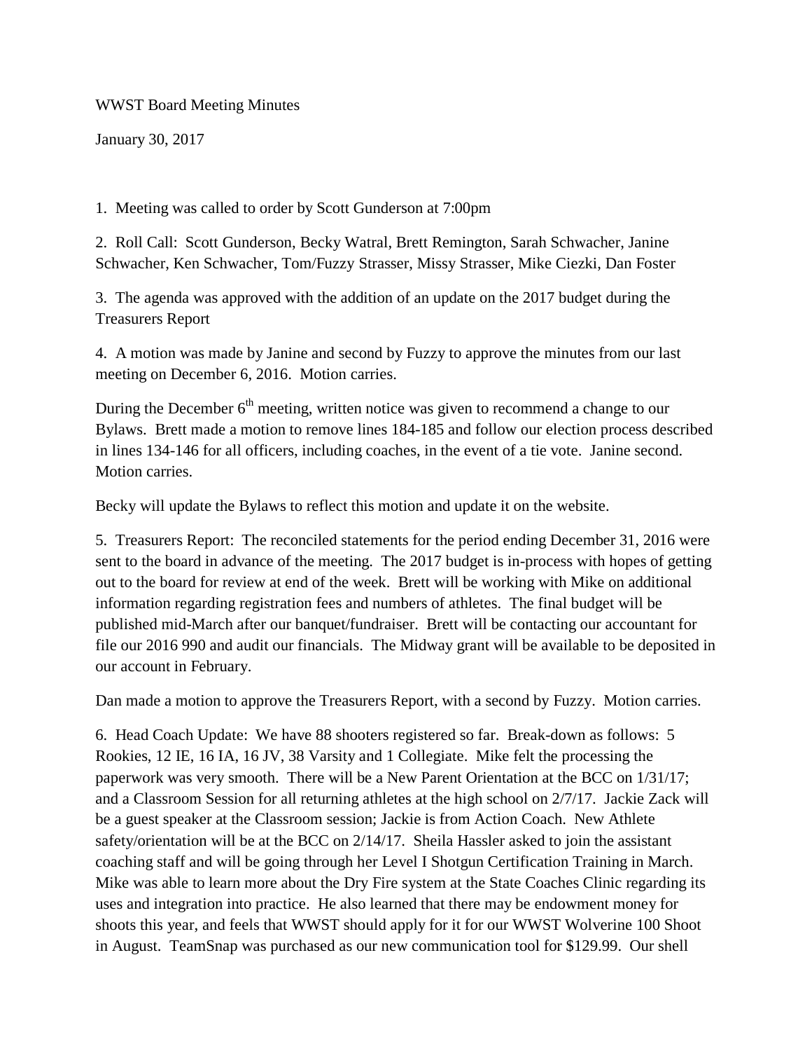WWST Board Meeting Minutes

January 30, 2017

1. Meeting was called to order by Scott Gunderson at 7:00pm

2. Roll Call: Scott Gunderson, Becky Watral, Brett Remington, Sarah Schwacher, Janine Schwacher, Ken Schwacher, Tom/Fuzzy Strasser, Missy Strasser, Mike Ciezki, Dan Foster

3. The agenda was approved with the addition of an update on the 2017 budget during the Treasurers Report

4. A motion was made by Janine and second by Fuzzy to approve the minutes from our last meeting on December 6, 2016. Motion carries.

During the December 6th meeting, written notice was given to recommend a change to our Bylaws. Brett made a motion to remove lines 184-185 and follow our election process described in lines 134-146 for all officers, including coaches, in the event of a tie vote. Janine second. Motion carries.

Becky will update the Bylaws to reflect this motion and update it on the website.

5. Treasurers Report: The reconciled statements for the period ending December 31, 2016 were sent to the board in advance of the meeting. The 2017 budget is in-process with hopes of getting out to the board for review at end of the week. Brett will be working with Mike on additional information regarding registration fees and numbers of athletes. The final budget will be published mid-March after our banquet/fundraiser. Brett will be contacting our accountant for file our 2016 990 and audit our financials. The Midway grant will be available to be deposited in our account in February.

Dan made a motion to approve the Treasurers Report, with a second by Fuzzy. Motion carries.

6. Head Coach Update: We have 88 shooters registered so far. Break-down as follows: 5 Rookies, 12 IE, 16 IA, 16 JV, 38 Varsity and 1 Collegiate. Mike felt the processing the paperwork was very smooth. There will be a New Parent Orientation at the BCC on 1/31/17; and a Classroom Session for all returning athletes at the high school on 2/7/17. Jackie Zack will be a guest speaker at the Classroom session; Jackie is from Action Coach. New Athlete safety/orientation will be at the BCC on 2/14/17. Sheila Hassler asked to join the assistant coaching staff and will be going through her Level I Shotgun Certification Training in March. Mike was able to learn more about the Dry Fire system at the State Coaches Clinic regarding its uses and integration into practice. He also learned that there may be endowment money for shoots this year, and feels that WWST should apply for it for our WWST Wolverine 100 Shoot in August. TeamSnap was purchased as our new communication tool for $129.99. Our shell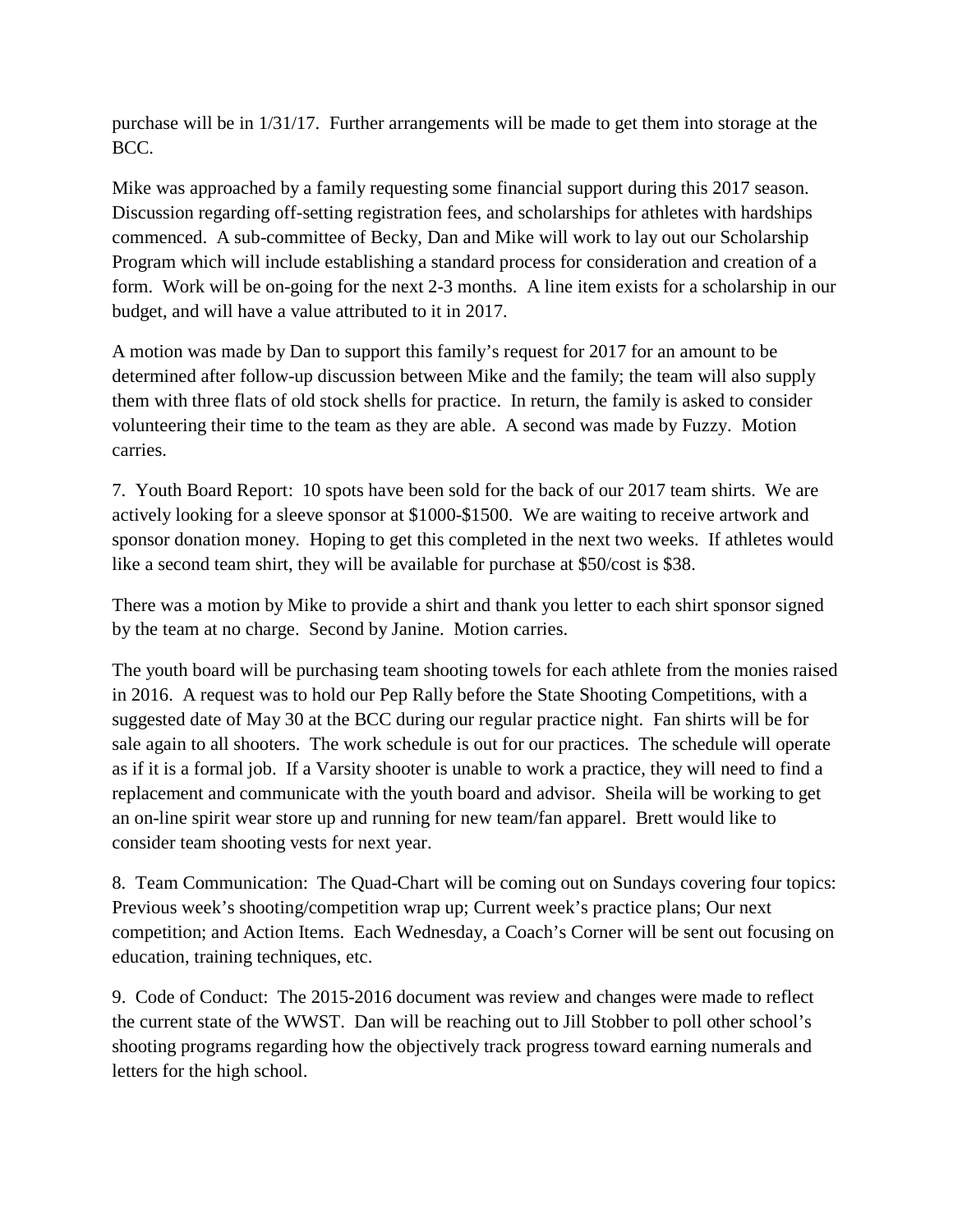purchase will be in 1/31/17. Further arrangements will be made to get them into storage at the BCC.

Mike was approached by a family requesting some financial support during this 2017 season. Discussion regarding off-setting registration fees, and scholarships for athletes with hardships commenced. A sub-committee of Becky, Dan and Mike will work to lay out our Scholarship Program which will include establishing a standard process for consideration and creation of a form. Work will be on-going for the next 2-3 months. A line item exists for a scholarship in our budget, and will have a value attributed to it in 2017.

A motion was made by Dan to support this family's request for 2017 for an amount to be determined after follow-up discussion between Mike and the family; the team will also supply them with three flats of old stock shells for practice. In return, the family is asked to consider volunteering their time to the team as they are able. A second was made by Fuzzy. Motion carries.

7. Youth Board Report: 10 spots have been sold for the back of our 2017 team shirts. We are actively looking for a sleeve sponsor at $1000-$1500. We are waiting to receive artwork and sponsor donation money. Hoping to get this completed in the next two weeks. If athletes would like a second team shirt, they will be available for purchase at $50/cost is $38.

There was a motion by Mike to provide a shirt and thank you letter to each shirt sponsor signed by the team at no charge. Second by Janine. Motion carries.

The youth board will be purchasing team shooting towels for each athlete from the monies raised in 2016. A request was to hold our Pep Rally before the State Shooting Competitions, with a suggested date of May 30 at the BCC during our regular practice night. Fan shirts will be for sale again to all shooters. The work schedule is out for our practices. The schedule will operate as if it is a formal job. If a Varsity shooter is unable to work a practice, they will need to find a replacement and communicate with the youth board and advisor. Sheila will be working to get an on-line spirit wear store up and running for new team/fan apparel. Brett would like to consider team shooting vests for next year.

8. Team Communication: The Quad-Chart will be coming out on Sundays covering four topics: Previous week's shooting/competition wrap up; Current week's practice plans; Our next competition; and Action Items. Each Wednesday, a Coach's Corner will be sent out focusing on education, training techniques, etc.

9. Code of Conduct: The 2015-2016 document was review and changes were made to reflect the current state of the WWST. Dan will be reaching out to Jill Stobber to poll other school's shooting programs regarding how the objectively track progress toward earning numerals and letters for the high school.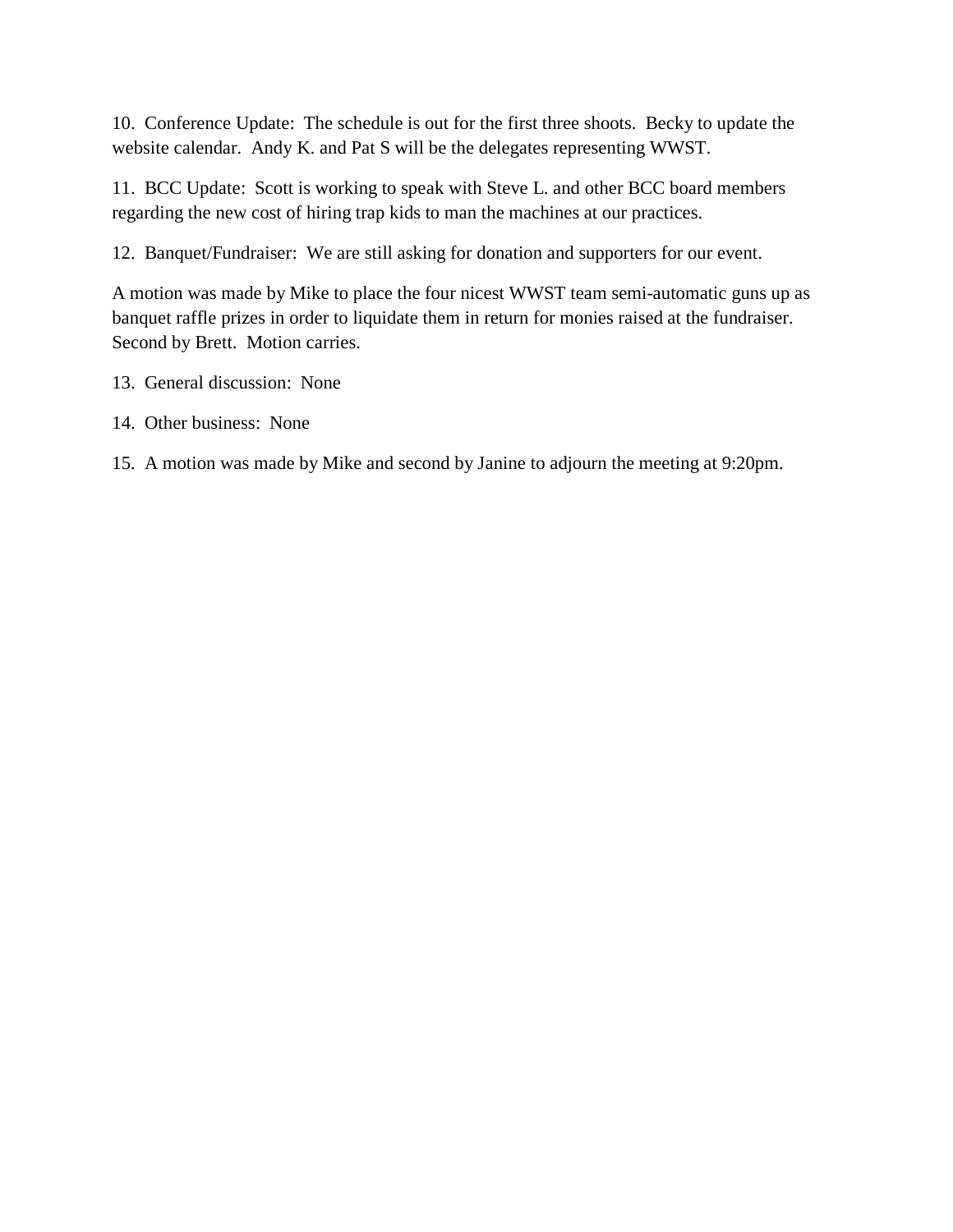10. Conference Update: The schedule is out for the first three shoots. Becky to update the website calendar. Andy K. and Pat S will be the delegates representing WWST.

11. BCC Update: Scott is working to speak with Steve L. and other BCC board members regarding the new cost of hiring trap kids to man the machines at our practices.

12. Banquet/Fundraiser: We are still asking for donation and supporters for our event.

A motion was made by Mike to place the four nicest WWST team semi-automatic guns up as banquet raffle prizes in order to liquidate them in return for monies raised at the fundraiser. Second by Brett. Motion carries.

13. General discussion: None

14. Other business: None

15. A motion was made by Mike and second by Janine to adjourn the meeting at 9:20pm.